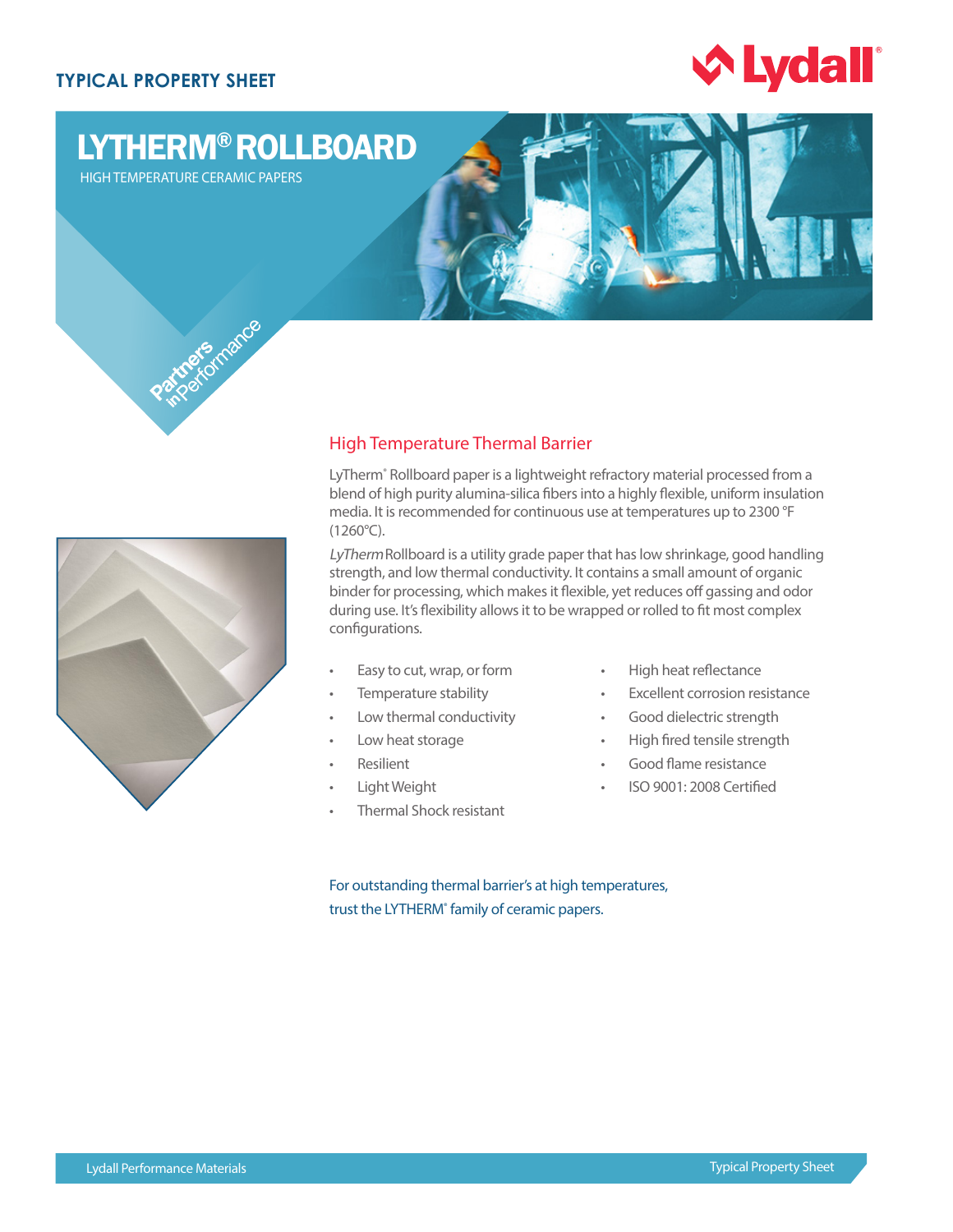TYPICAL PROPERTY SHEET

# LYTHERM® ROLLBOARD

HIGH TEMPERATURE CERAMIC PAPERS

Partners in Performance

## High Temperature Thermal Barrier

LyTherm® Rollboard paper is a lightweight refractory material processed from a blend of high purity alumina-silica fibers into a highly flexible, uniform insulation media. It is recommended for continuous use at temperatures up to 2300 °F (1260°C).

*LyTherm* Rollboard is a utility grade paper that has low shrinkage, good handling strength, and low thermal conductivity. It contains a small amount of organic binder for processing, which makes it flexible, yet reduces off gassing and odor during use. It's flexibility allows it to be wrapped or rolled to fit most complex configurations.

- Easy to cut, wrap, or form
- Temperature stability
- Low thermal conductivity
- Low heat storage
- Resilient
- Light Weight
- Thermal Shock resistant
- High heat reflectance
- Excellent corrosion resistance
- Good dielectric strength
- High fired tensile strength
- Good flame resistance
- ISO 9001: 2008 Certified

For outstanding thermal barrier's at high temperatures, trust the LYTHERM® family of ceramic papers.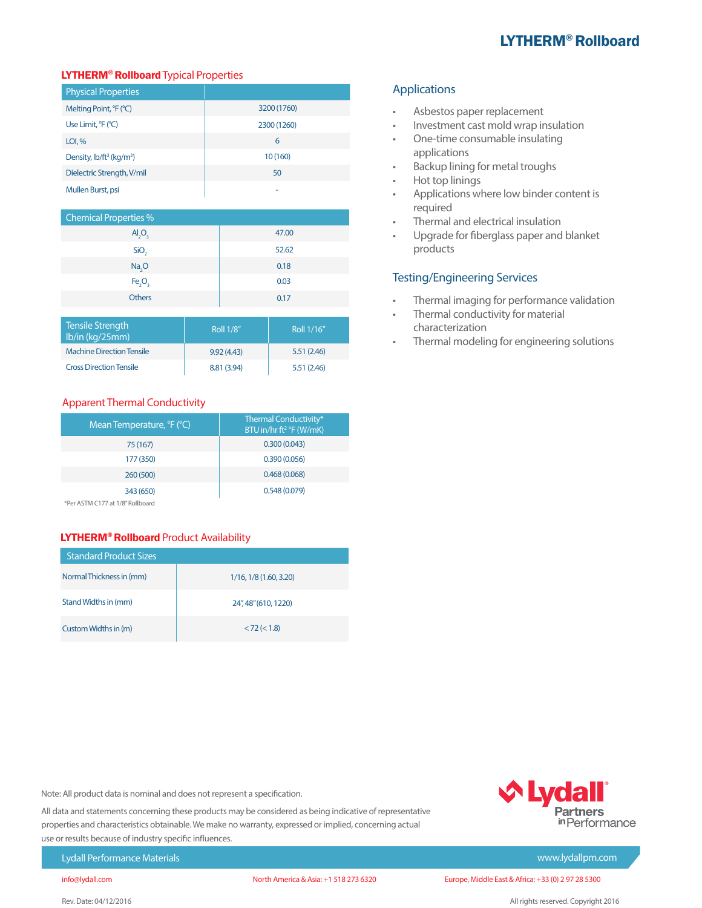# LYTHERM® Rollboard

## LYTHERM® Rollboard Typical Properties

| Physical Properties | |
|---|---|
| Melting Point, °F (°C) | 3200 (1760) |
| Use Limit, °F (°C) | 2300 (1260) |
| LOI, % | 6 |
| Density, lb/ft³ (kg/m³) | 10 (160) |
| Dielectric Strength, V/mil | 50 |
| Mullen Burst, psi | - |

| Chemical Properties % | |
|---|---|
| $Al_2O_3$ | 47.00 |
| $SiO_2$ | 52.62 |
| $Na_2O$ | 0.18 |
| $Fe_2O_3$ | 0.03 |
| Others | 0.17 |

| Tensile Strength lb/in (kg/25mm) | Roll 1/8" | Roll 1/16" |
|---|---|---|
| Machine Direction Tensile | 9.92 (4.43) | 5.51 (2.46) |
| Cross Direction Tensile | 8.81 (3.94) | 5.51 (2.46) |

## Apparent Thermal Conductivity

| Mean Temperature, °F (°C) | Thermal Conductivity* BTU in/hr ft² °F (W/mK) |
|---|---|
| 75 (167) | 0.300 (0.043) |
| 177 (350) | 0.390 (0.056) |
| 260 (500) | 0.468 (0.068) |
| 343 (650) | 0.548 (0.079) |

*Per ASTM C177 at 1/8" Rollboard

## LYTHERM® Rollboard Product Availability

| Standard Product Sizes | |
|---|---|
| Normal Thickness in (mm) | 1/16, 1/8 (1.60, 3.20) |
| Stand Widths in (mm) | 24", 48" (610, 1220) |
| Custom Widths in (m) | < 72 (< 1.8) |

## Applications

- Asbestos paper replacement
- Investment cast mold wrap insulation
- One-time consumable insulating applications
- Backup lining for metal troughs
- Hot top linings
- Applications where low binder content is required
- Thermal and electrical insulation
- Upgrade for fiberglass paper and blanket products

## Testing/Engineering Services

- Thermal imaging for performance validation
- Thermal conductivity for material characterization
- Thermal modeling for engineering solutions

Note: All product data is nominal and does not represent a specification.

All data and statements concerning these products may be considered as being indicative of representative properties and characteristics obtainable. We make no warranty, expressed or implied, concerning actual use or results because of industry specific influences.

Lydall® Partners in Performance

Lydall Performance Materials www.lydallpm.com

info@lydall.com North America & Asia: +1 518 273 6320 Europe, Middle East & Africa: +33 (0) 2 97 28 5300

Rev. Date: 04/12/2016 All rights reserved. Copyright 2016